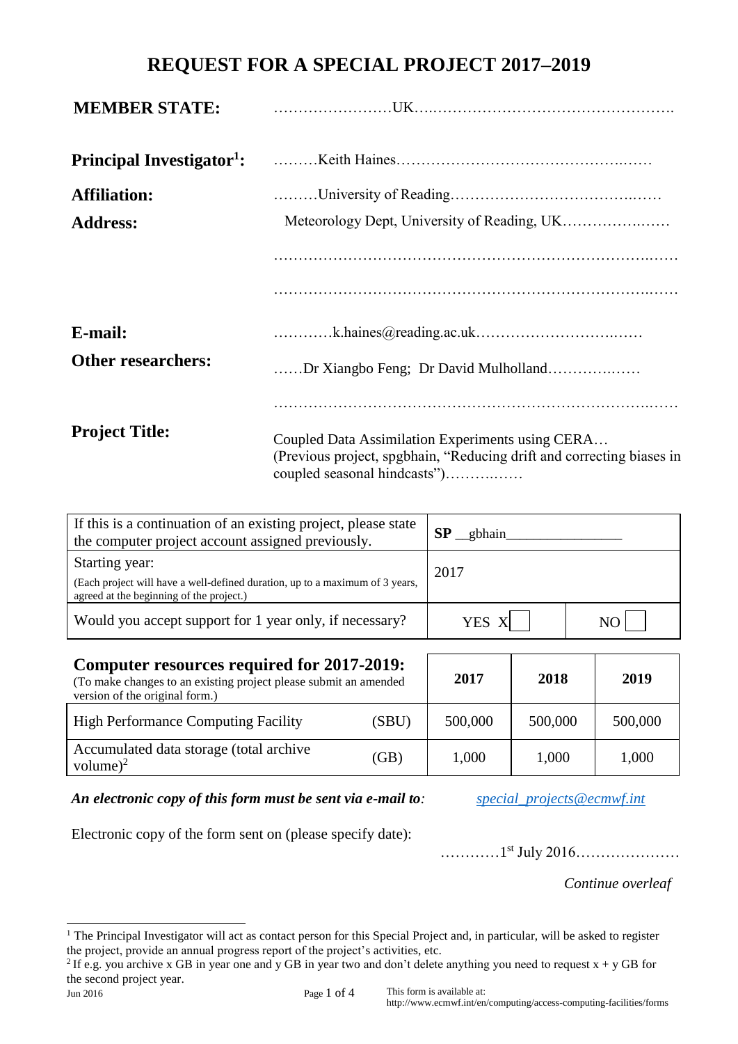# REQUEST FOR A SPECIAL PROJECT 2017–2019

**MEMBER STATE:** ……………………UK…..…………………………………………..

**Principal Investigator[1]:** ………Keith Haines……………………………………..……

**Affiliation:** ………University of Reading…………………………………..……

**Address:** Meteorology Dept, University of Reading, UK…………….……

……………………………………………………………………..……

……………………………………………………………………..……

**E-mail:** …………k.haines@reading.ac.uk…………………………..……

**Other researchers:** ……Dr Xiangbo Feng; Dr David Mulholland……………..……

……………………………………………………………………..……

**Project Title:** Coupled Data Assimilation Experiments using CERA… (Previous project, spgbhain, "Reducing drift and correcting biases in coupled seasonal hindcasts")……….……

| | | |
|---|---|---|
| If this is a continuation of an existing project, please state the computer project account assigned previously. | **SP** __gbhain________________ | |
| Starting year:<br>(Each project will have a well-defined duration, up to a maximum of 3 years, agreed at the beginning of the project.) | 2017 | |
| Would you accept support for 1 year only, if necessary? | YES X | NO |

| **Computer resources required for 2017-2019:**<br>(To make changes to an existing project please submit an amended version of the original form.) | | **2017** | **2018** | **2019** |
|---|---|---|---|---|
| High Performance Computing Facility | (SBU) | 500,000 | 500,000 | 500,000 |
| Accumulated data storage (total archive volume)[2] | (GB) | 1,000 | 1,000 | 1,000 |

***An electronic copy of this form must be sent via e-mail to:*** *special_projects@ecmwf.int*

Electronic copy of the form sent on (please specify date): …………1st July 2016…………………

*Continue overleaf*

[1] The Principal Investigator will act as contact person for this Special Project and, in particular, will be asked to register the project, provide an annual progress report of the project's activities, etc.

[2] If e.g. you archive x GB in year one and y GB in year two and don't delete anything you need to request x + y GB for the second project year.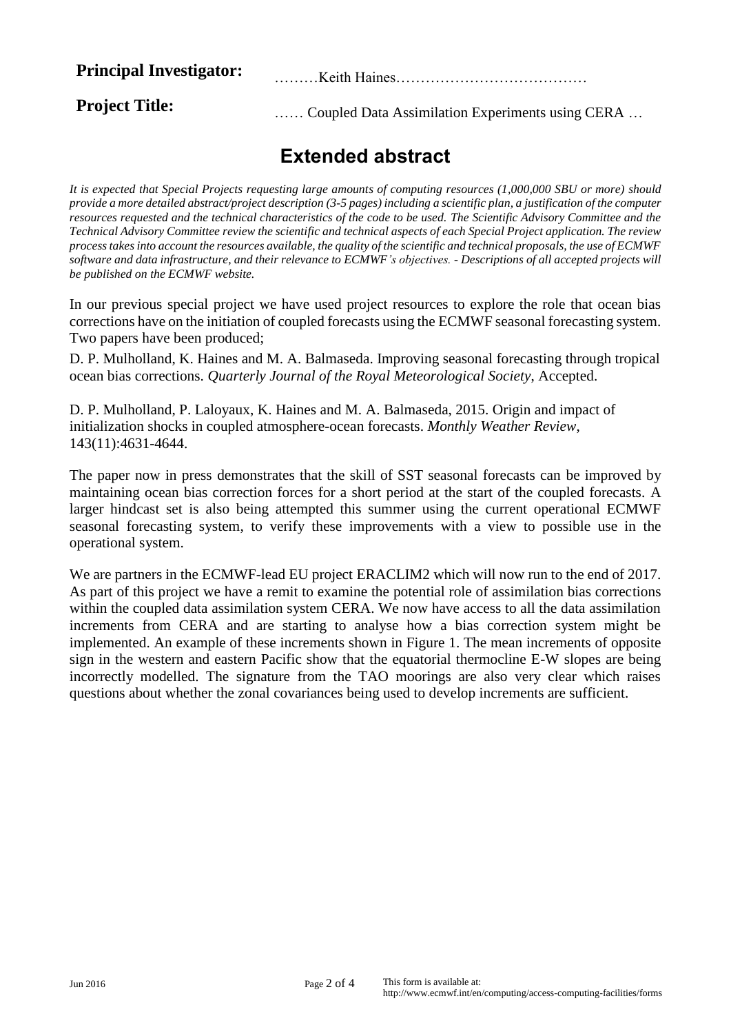**Principal Investigator:** ………Keith Haines…………………………………

**Project Title:** …… Coupled Data Assimilation Experiments using CERA …

## Extended abstract

*It is expected that Special Projects requesting large amounts of computing resources (1,000,000 SBU or more) should provide a more detailed abstract/project description (3-5 pages) including a scientific plan, a justification of the computer resources requested and the technical characteristics of the code to be used. The Scientific Advisory Committee and the Technical Advisory Committee review the scientific and technical aspects of each Special Project application. The review process takes into account the resources available, the quality of the scientific and technical proposals, the use of ECMWF software and data infrastructure, and their relevance to ECMWF's objectives. - Descriptions of all accepted projects will be published on the ECMWF website.*

In our previous special project we have used project resources to explore the role that ocean bias corrections have on the initiation of coupled forecasts using the ECMWF seasonal forecasting system. Two papers have been produced;

D. P. Mulholland, K. Haines and M. A. Balmaseda. Improving seasonal forecasting through tropical ocean bias corrections. *Quarterly Journal of the Royal Meteorological Society*, Accepted.

D. P. Mulholland, P. Laloyaux, K. Haines and M. A. Balmaseda, 2015. Origin and impact of initialization shocks in coupled atmosphere-ocean forecasts. *Monthly Weather Review*, 143(11):4631-4644.

The paper now in press demonstrates that the skill of SST seasonal forecasts can be improved by maintaining ocean bias correction forces for a short period at the start of the coupled forecasts. A larger hindcast set is also being attempted this summer using the current operational ECMWF seasonal forecasting system, to verify these improvements with a view to possible use in the operational system.

We are partners in the ECMWF-lead EU project ERACLIM2 which will now run to the end of 2017. As part of this project we have a remit to examine the potential role of assimilation bias corrections within the coupled data assimilation system CERA. We now have access to all the data assimilation increments from CERA and are starting to analyse how a bias correction system might be implemented. An example of these increments shown in Figure 1. The mean increments of opposite sign in the western and eastern Pacific show that the equatorial thermocline E-W slopes are being incorrectly modelled. The signature from the TAO moorings are also very clear which raises questions about whether the zonal covariances being used to develop increments are sufficient.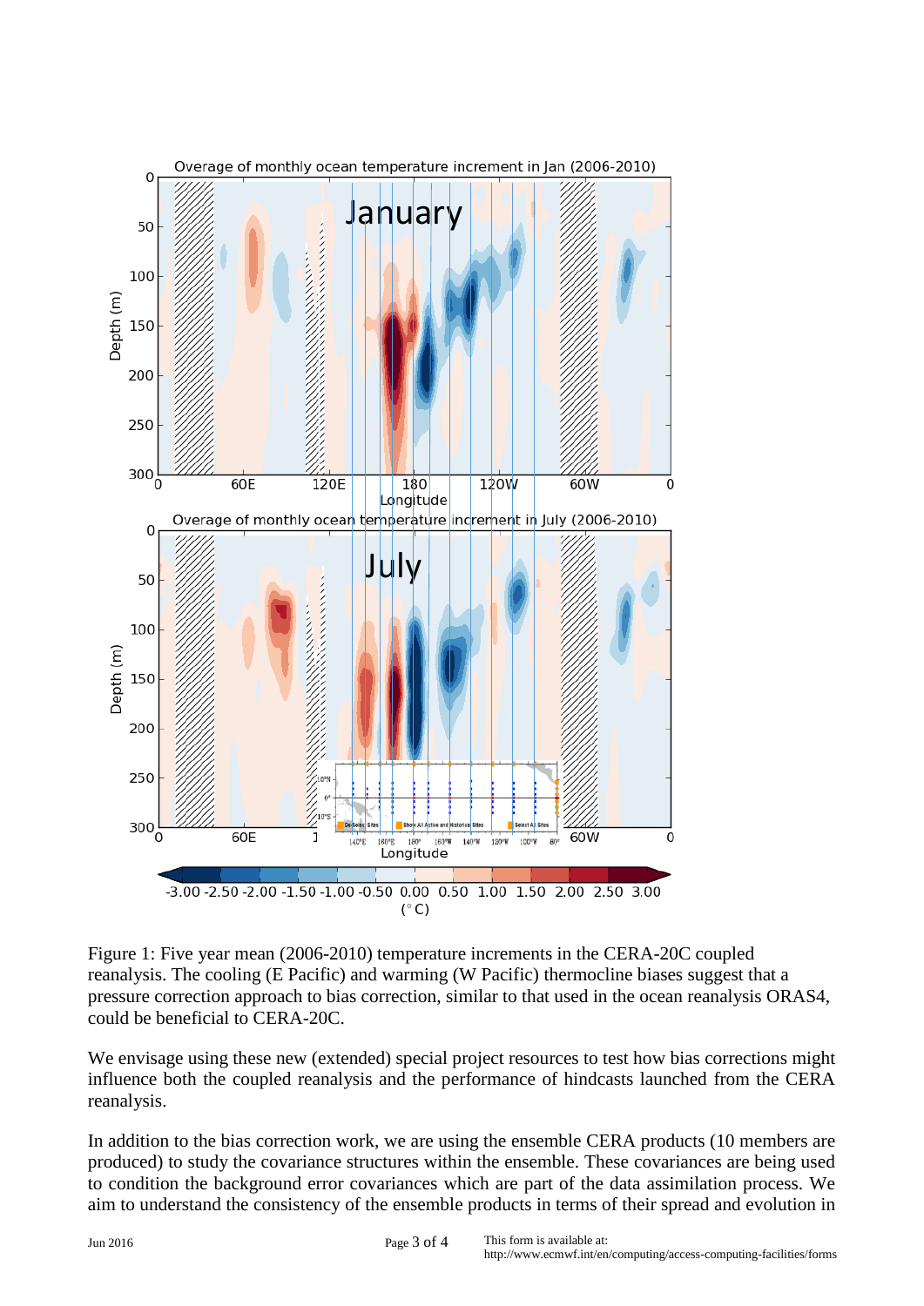Figure 1: Five year mean (2006-2010) temperature increments in the CERA-20C coupled reanalysis. The cooling (E Pacific) and warming (W Pacific) thermocline biases suggest that a pressure correction approach to bias correction, similar to that used in the ocean reanalysis ORAS4, could be beneficial to CERA-20C.

We envisage using these new (extended) special project resources to test how bias corrections might influence both the coupled reanalysis and the performance of hindcasts launched from the CERA reanalysis.

In addition to the bias correction work, we are using the ensemble CERA products (10 members are produced) to study the covariance structures within the ensemble. These covariances are being used to condition the background error covariances which are part of the data assimilation process. We aim to understand the consistency of the ensemble products in terms of their spread and evolution in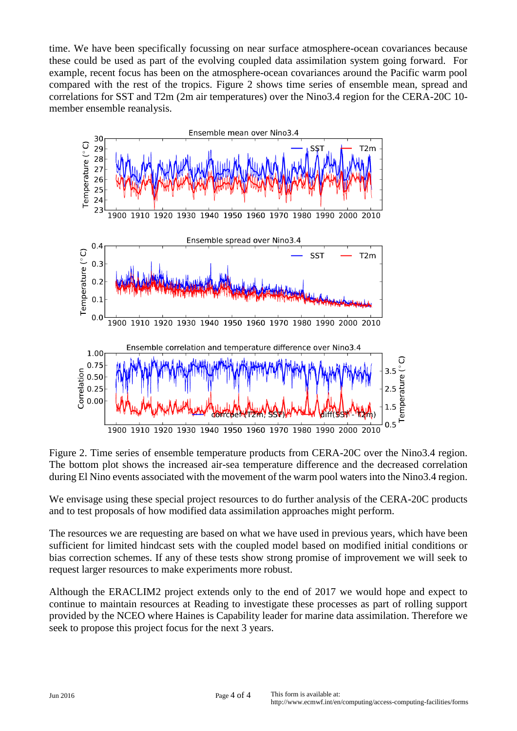time. We have been specifically focussing on near surface atmosphere-ocean covariances because these could be used as part of the evolving coupled data assimilation system going forward. For example, recent focus has been on the atmosphere-ocean covariances around the Pacific warm pool compared with the rest of the tropics. Figure 2 shows time series of ensemble mean, spread and correlations for SST and T2m (2m air temperatures) over the Nino3.4 region for the CERA-20C 10-member ensemble reanalysis.

Ensemble mean over Nino3.4

Temperature (°C)

30
29
28
27
26
25
24
23

SST
T2m

1900 1910 1920 1930 1940 1950 1960 1970 1980 1990 2000 2010

Ensemble spread over Nino3.4

Temperature (°C)

0.4
0.3
0.2
0.1
0.0

SST
T2m

1900 1910 1920 1930 1940 1950 1960 1970 1980 1990 2000 2010

Ensemble correlation and temperature difference over Nino3.4

Correlation

1.00
0.75
0.50
0.25
0.00

Temperature (°C)

3.5
2.5
1.5
0.5

corrcoef(T2m, SST)
diff(SST - T2m)

1900 1910 1920 1930 1940 1950 1960 1970 1980 1990 2000 2010

Figure 2. Time series of ensemble temperature products from CERA-20C over the Nino3.4 region. The bottom plot shows the increased air-sea temperature difference and the decreased correlation during El Nino events associated with the movement of the warm pool waters into the Nino3.4 region.

We envisage using these special project resources to do further analysis of the CERA-20C products and to test proposals of how modified data assimilation approaches might perform.

The resources we are requesting are based on what we have used in previous years, which have been sufficient for limited hindcast sets with the coupled model based on modified initial conditions or bias correction schemes. If any of these tests show strong promise of improvement we will seek to request larger resources to make experiments more robust.

Although the ERACLIM2 project extends only to the end of 2017 we would hope and expect to continue to maintain resources at Reading to investigate these processes as part of rolling support provided by the NCEO where Haines is Capability leader for marine data assimilation. Therefore we seek to propose this project focus for the next 3 years.